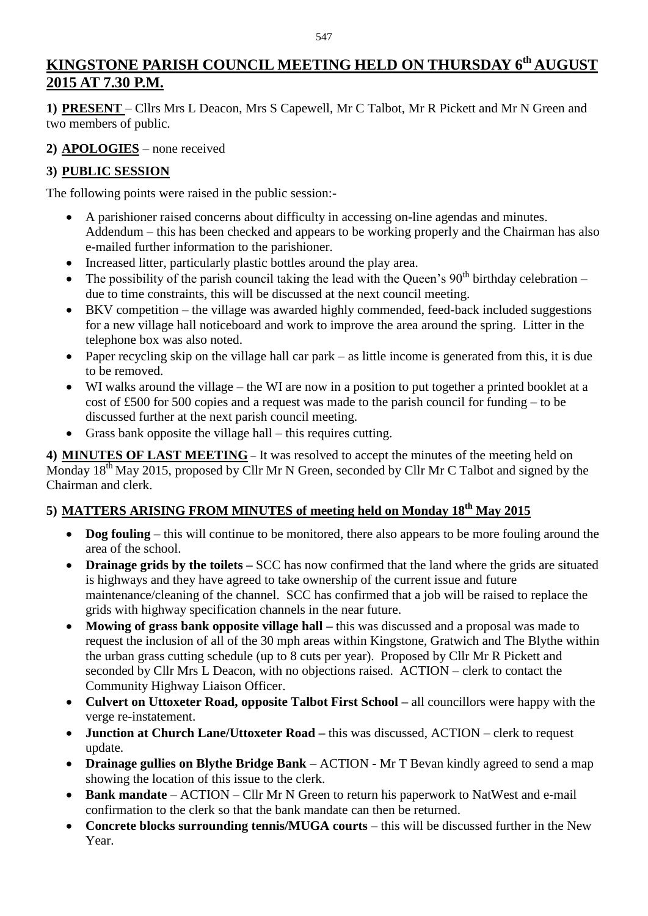# KINGSTONE PARISH COUNCIL MEETING HELD ON THURSDAY 6th AUGUST 2015 AT 7.30 P.M.

**1) PRESENT** – Cllrs Mrs L Deacon, Mrs S Capewell, Mr C Talbot, Mr R Pickett and Mr N Green and two members of public.

**2) APOLOGIES** – none received

**3) PUBLIC SESSION**

The following points were raised in the public session:-

- A parishioner raised concerns about difficulty in accessing on-line agendas and minutes. Addendum – this has been checked and appears to be working properly and the Chairman has also e-mailed further information to the parishioner.
- Increased litter, particularly plastic bottles around the play area.
- The possibility of the parish council taking the lead with the Queen's 90th birthday celebration – due to time constraints, this will be discussed at the next council meeting.
- BKV competition – the village was awarded highly commended, feed-back included suggestions for a new village hall noticeboard and work to improve the area around the spring. Litter in the telephone box was also noted.
- Paper recycling skip on the village hall car park – as little income is generated from this, it is due to be removed.
- WI walks around the village – the WI are now in a position to put together a printed booklet at a cost of £500 for 500 copies and a request was made to the parish council for funding – to be discussed further at the next parish council meeting.
- Grass bank opposite the village hall – this requires cutting.

**4) MINUTES OF LAST MEETING** – It was resolved to accept the minutes of the meeting held on Monday 18th May 2015, proposed by Cllr Mr N Green, seconded by Cllr Mr C Talbot and signed by the Chairman and clerk.

**5) MATTERS ARISING FROM MINUTES of meeting held on Monday 18th May 2015**

- **Dog fouling** – this will continue to be monitored, there also appears to be more fouling around the area of the school.
- **Drainage grids by the toilets –** SCC has now confirmed that the land where the grids are situated is highways and they have agreed to take ownership of the current issue and future maintenance/cleaning of the channel. SCC has confirmed that a job will be raised to replace the grids with highway specification channels in the near future.
- **Mowing of grass bank opposite village hall –** this was discussed and a proposal was made to request the inclusion of all of the 30 mph areas within Kingstone, Gratwich and The Blythe within the urban grass cutting schedule (up to 8 cuts per year). Proposed by Cllr Mr R Pickett and seconded by Cllr Mrs L Deacon, with no objections raised. ACTION – clerk to contact the Community Highway Liaison Officer.
- **Culvert on Uttoxeter Road, opposite Talbot First School –** all councillors were happy with the verge re-instatement.
- **Junction at Church Lane/Uttoxeter Road –** this was discussed, ACTION – clerk to request update.
- **Drainage gullies on Blythe Bridge Bank –** ACTION - Mr T Bevan kindly agreed to send a map showing the location of this issue to the clerk.
- **Bank mandate** – ACTION – Cllr Mr N Green to return his paperwork to NatWest and e-mail confirmation to the clerk so that the bank mandate can then be returned.
- **Concrete blocks surrounding tennis/MUGA courts** – this will be discussed further in the New Year.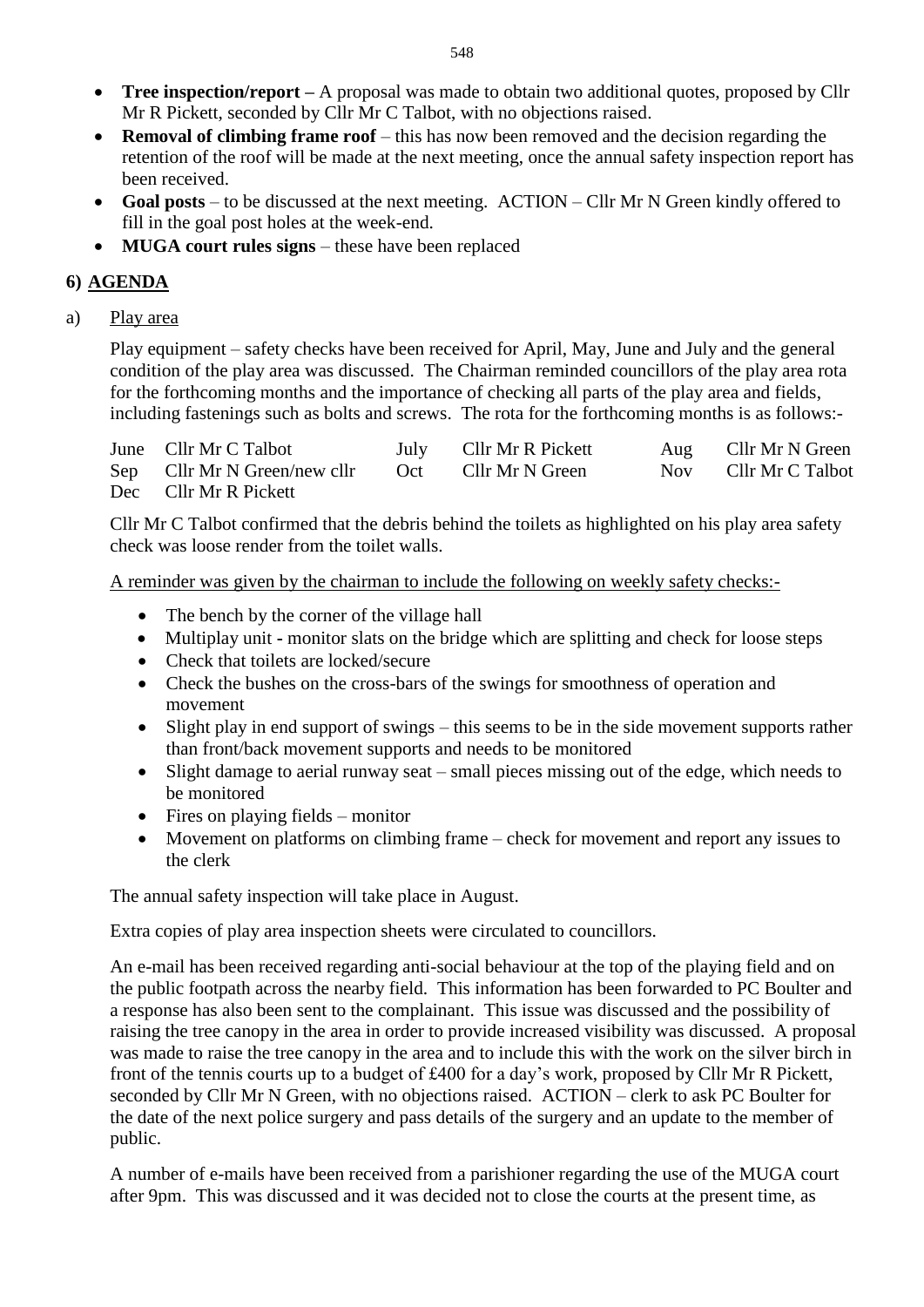- **Tree inspection/report –** A proposal was made to obtain two additional quotes, proposed by Cllr Mr R Pickett, seconded by Cllr Mr C Talbot, with no objections raised.
- **Removal of climbing frame roof** – this has now been removed and the decision regarding the retention of the roof will be made at the next meeting, once the annual safety inspection report has been received.
- **Goal posts** – to be discussed at the next meeting. ACTION – Cllr Mr N Green kindly offered to fill in the goal post holes at the week-end.
- **MUGA court rules signs** – these have been replaced

## 6) AGENDA

a) Play area

Play equipment – safety checks have been received for April, May, June and July and the general condition of the play area was discussed. The Chairman reminded councillors of the play area rota for the forthcoming months and the importance of checking all parts of the play area and fields, including fastenings such as bolts and screws. The rota for the forthcoming months is as follows:-

| | | | | | |
|---|---|---|---|---|---|
| June | Cllr Mr C Talbot | July | Cllr Mr R Pickett | Aug | Cllr Mr N Green |
| Sep | Cllr Mr N Green/new cllr | Oct | Cllr Mr N Green | Nov | Cllr Mr C Talbot |
| Dec | Cllr Mr R Pickett | | | | |

Cllr Mr C Talbot confirmed that the debris behind the toilets as highlighted on his play area safety check was loose render from the toilet walls.

A reminder was given by the chairman to include the following on weekly safety checks:-

- The bench by the corner of the village hall
- Multiplay unit - monitor slats on the bridge which are splitting and check for loose steps
- Check that toilets are locked/secure
- Check the bushes on the cross-bars of the swings for smoothness of operation and movement
- Slight play in end support of swings – this seems to be in the side movement supports rather than front/back movement supports and needs to be monitored
- Slight damage to aerial runway seat – small pieces missing out of the edge, which needs to be monitored
- Fires on playing fields – monitor
- Movement on platforms on climbing frame – check for movement and report any issues to the clerk

The annual safety inspection will take place in August.

Extra copies of play area inspection sheets were circulated to councillors.

An e-mail has been received regarding anti-social behaviour at the top of the playing field and on the public footpath across the nearby field. This information has been forwarded to PC Boulter and a response has also been sent to the complainant. This issue was discussed and the possibility of raising the tree canopy in the area in order to provide increased visibility was discussed. A proposal was made to raise the tree canopy in the area and to include this with the work on the silver birch in front of the tennis courts up to a budget of £400 for a day's work, proposed by Cllr Mr R Pickett, seconded by Cllr Mr N Green, with no objections raised. ACTION – clerk to ask PC Boulter for the date of the next police surgery and pass details of the surgery and an update to the member of public.

A number of e-mails have been received from a parishioner regarding the use of the MUGA court after 9pm. This was discussed and it was decided not to close the courts at the present time, as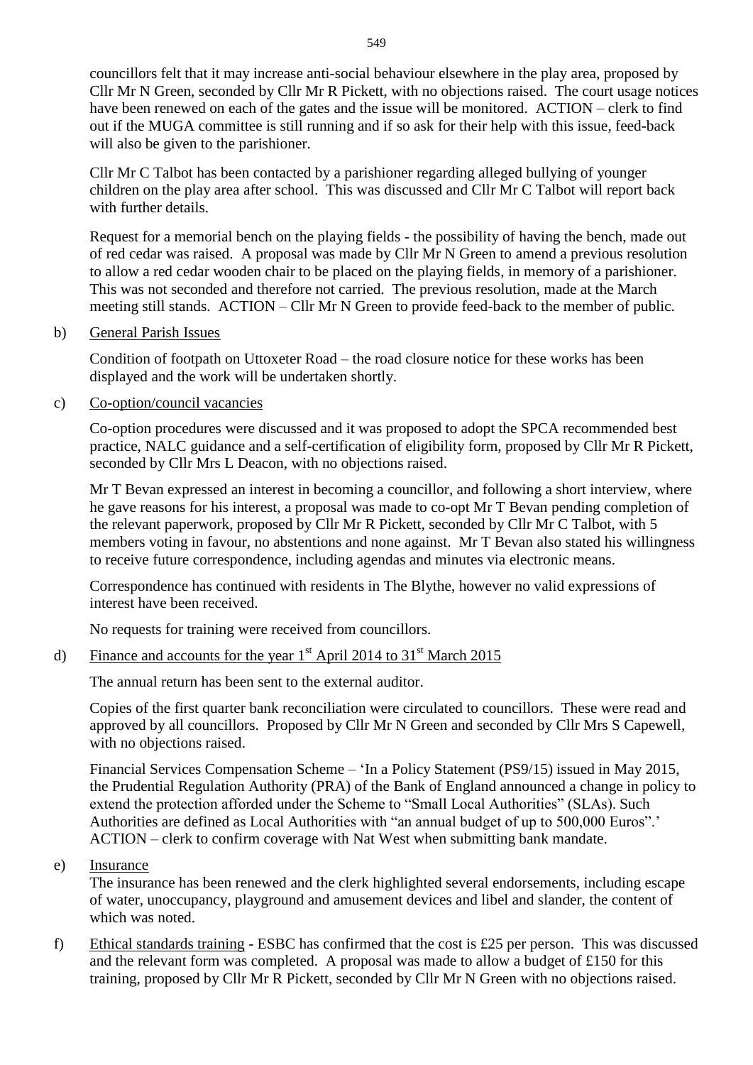councillors felt that it may increase anti-social behaviour elsewhere in the play area, proposed by Cllr Mr N Green, seconded by Cllr Mr R Pickett, with no objections raised. The court usage notices have been renewed on each of the gates and the issue will be monitored. ACTION – clerk to find out if the MUGA committee is still running and if so ask for their help with this issue, feed-back will also be given to the parishioner.

Cllr Mr C Talbot has been contacted by a parishioner regarding alleged bullying of younger children on the play area after school. This was discussed and Cllr Mr C Talbot will report back with further details.

Request for a memorial bench on the playing fields - the possibility of having the bench, made out of red cedar was raised. A proposal was made by Cllr Mr N Green to amend a previous resolution to allow a red cedar wooden chair to be placed on the playing fields, in memory of a parishioner. This was not seconded and therefore not carried. The previous resolution, made at the March meeting still stands. ACTION – Cllr Mr N Green to provide feed-back to the member of public.

b) General Parish Issues

Condition of footpath on Uttoxeter Road – the road closure notice for these works has been displayed and the work will be undertaken shortly.

c) Co-option/council vacancies

Co-option procedures were discussed and it was proposed to adopt the SPCA recommended best practice, NALC guidance and a self-certification of eligibility form, proposed by Cllr Mr R Pickett, seconded by Cllr Mrs L Deacon, with no objections raised.

Mr T Bevan expressed an interest in becoming a councillor, and following a short interview, where he gave reasons for his interest, a proposal was made to co-opt Mr T Bevan pending completion of the relevant paperwork, proposed by Cllr Mr R Pickett, seconded by Cllr Mr C Talbot, with 5 members voting in favour, no abstentions and none against. Mr T Bevan also stated his willingness to receive future correspondence, including agendas and minutes via electronic means.

Correspondence has continued with residents in The Blythe, however no valid expressions of interest have been received.

No requests for training were received from councillors.

d) Finance and accounts for the year 1st April 2014 to 31st March 2015

The annual return has been sent to the external auditor.

Copies of the first quarter bank reconciliation were circulated to councillors. These were read and approved by all councillors. Proposed by Cllr Mr N Green and seconded by Cllr Mrs S Capewell, with no objections raised.

Financial Services Compensation Scheme – 'In a Policy Statement (PS9/15) issued in May 2015, the Prudential Regulation Authority (PRA) of the Bank of England announced a change in policy to extend the protection afforded under the Scheme to "Small Local Authorities" (SLAs). Such Authorities are defined as Local Authorities with "an annual budget of up to 500,000 Euros".' ACTION – clerk to confirm coverage with Nat West when submitting bank mandate.

e) Insurance

The insurance has been renewed and the clerk highlighted several endorsements, including escape of water, unoccupancy, playground and amusement devices and libel and slander, the content of which was noted.

f) Ethical standards training - ESBC has confirmed that the cost is £25 per person. This was discussed and the relevant form was completed. A proposal was made to allow a budget of £150 for this training, proposed by Cllr Mr R Pickett, seconded by Cllr Mr N Green with no objections raised.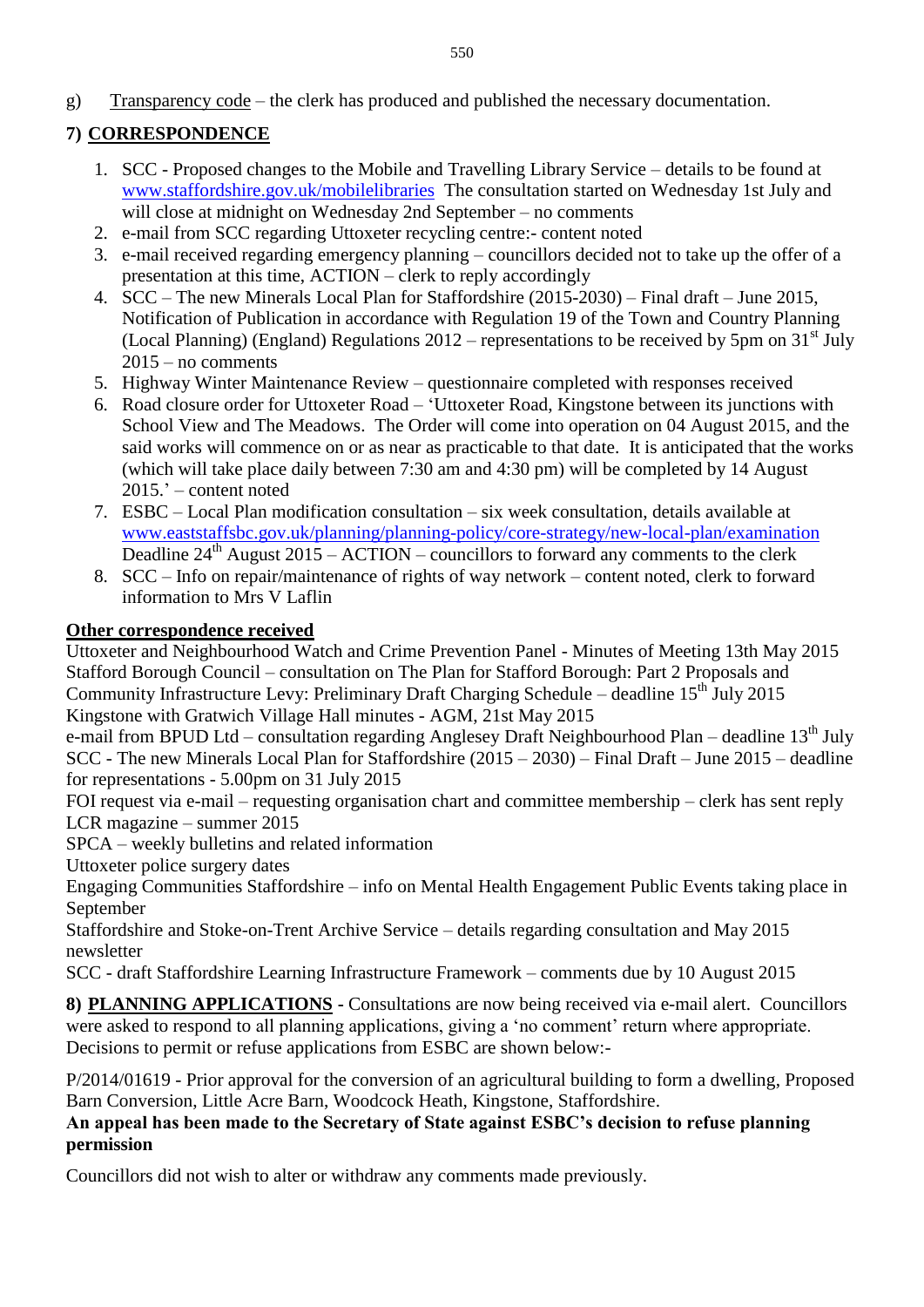g) Transparency code – the clerk has produced and published the necessary documentation.

## 7) CORRESPONDENCE

1. SCC - Proposed changes to the Mobile and Travelling Library Service – details to be found at www.staffordshire.gov.uk/mobilelibraries The consultation started on Wednesday 1st July and will close at midnight on Wednesday 2nd September – no comments
2. e-mail from SCC regarding Uttoxeter recycling centre:- content noted
3. e-mail received regarding emergency planning – councillors decided not to take up the offer of a presentation at this time, ACTION – clerk to reply accordingly
4. SCC – The new Minerals Local Plan for Staffordshire (2015-2030) – Final draft – June 2015, Notification of Publication in accordance with Regulation 19 of the Town and Country Planning (Local Planning) (England) Regulations 2012 – representations to be received by 5pm on 31st July 2015 – no comments
5. Highway Winter Maintenance Review – questionnaire completed with responses received
6. Road closure order for Uttoxeter Road – 'Uttoxeter Road, Kingstone between its junctions with School View and The Meadows. The Order will come into operation on 04 August 2015, and the said works will commence on or as near as practicable to that date. It is anticipated that the works (which will take place daily between 7:30 am and 4:30 pm) will be completed by 14 August 2015.' – content noted
7. ESBC – Local Plan modification consultation – six week consultation, details available at www.eaststaffsbc.gov.uk/planning/planning-policy/core-strategy/new-local-plan/examination Deadline 24th August 2015 – ACTION – councillors to forward any comments to the clerk
8. SCC – Info on repair/maintenance of rights of way network – content noted, clerk to forward information to Mrs V Laflin

**Other correspondence received**

Uttoxeter and Neighbourhood Watch and Crime Prevention Panel - Minutes of Meeting 13th May 2015
Stafford Borough Council – consultation on The Plan for Stafford Borough: Part 2 Proposals and Community Infrastructure Levy: Preliminary Draft Charging Schedule – deadline 15th July 2015
Kingstone with Gratwich Village Hall minutes - AGM, 21st May 2015
e-mail from BPUD Ltd – consultation regarding Anglesey Draft Neighbourhood Plan – deadline 13th July
SCC - The new Minerals Local Plan for Staffordshire (2015 – 2030) – Final Draft – June 2015 – deadline for representations - 5.00pm on 31 July 2015
FOI request via e-mail – requesting organisation chart and committee membership – clerk has sent reply
LCR magazine – summer 2015
SPCA – weekly bulletins and related information
Uttoxeter police surgery dates
Engaging Communities Staffordshire – info on Mental Health Engagement Public Events taking place in September
Staffordshire and Stoke-on-Trent Archive Service – details regarding consultation and May 2015 newsletter
SCC - draft Staffordshire Learning Infrastructure Framework – comments due by 10 August 2015

**8) PLANNING APPLICATIONS -** Consultations are now being received via e-mail alert. Councillors were asked to respond to all planning applications, giving a 'no comment' return where appropriate. Decisions to permit or refuse applications from ESBC are shown below:-

P/2014/01619 - Prior approval for the conversion of an agricultural building to form a dwelling, Proposed Barn Conversion, Little Acre Barn, Woodcock Heath, Kingstone, Staffordshire.
**An appeal has been made to the Secretary of State against ESBC's decision to refuse planning permission**

Councillors did not wish to alter or withdraw any comments made previously.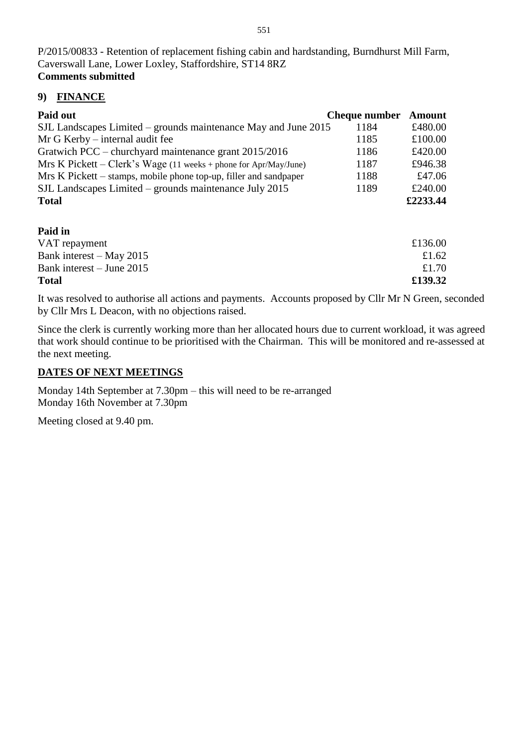P/2015/00833 - Retention of replacement fishing cabin and hardstanding, Burndhurst Mill Farm, Caverswall Lane, Lower Loxley, Staffordshire, ST14 8RZ
**Comments submitted**

## 9) FINANCE

| **Paid out** | **Cheque number** | **Amount** |
|---|---|---|
| SJL Landscapes Limited – grounds maintenance May and June 2015 | 1184 | £480.00 |
| Mr G Kerby – internal audit fee | 1185 | £100.00 |
| Gratwich PCC – churchyard maintenance grant 2015/2016 | 1186 | £420.00 |
| Mrs K Pickett – Clerk's Wage (11 weeks + phone for Apr/May/June) | 1187 | £946.38 |
| Mrs K Pickett – stamps, mobile phone top-up, filler and sandpaper | 1188 | £47.06 |
| SJL Landscapes Limited – grounds maintenance July 2015 | 1189 | £240.00 |
| **Total** | | **£2233.44** |

| **Paid in** | |
|---|---|
| VAT repayment | £136.00 |
| Bank interest – May 2015 | £1.62 |
| Bank interest – June 2015 | £1.70 |
| **Total** | **£139.32** |

It was resolved to authorise all actions and payments. Accounts proposed by Cllr Mr N Green, seconded by Cllr Mrs L Deacon, with no objections raised.

Since the clerk is currently working more than her allocated hours due to current workload, it was agreed that work should continue to be prioritised with the Chairman. This will be monitored and re-assessed at the next meeting.

## DATES OF NEXT MEETINGS

Monday 14th September at 7.30pm – this will need to be re-arranged
Monday 16th November at 7.30pm

Meeting closed at 9.40 pm.